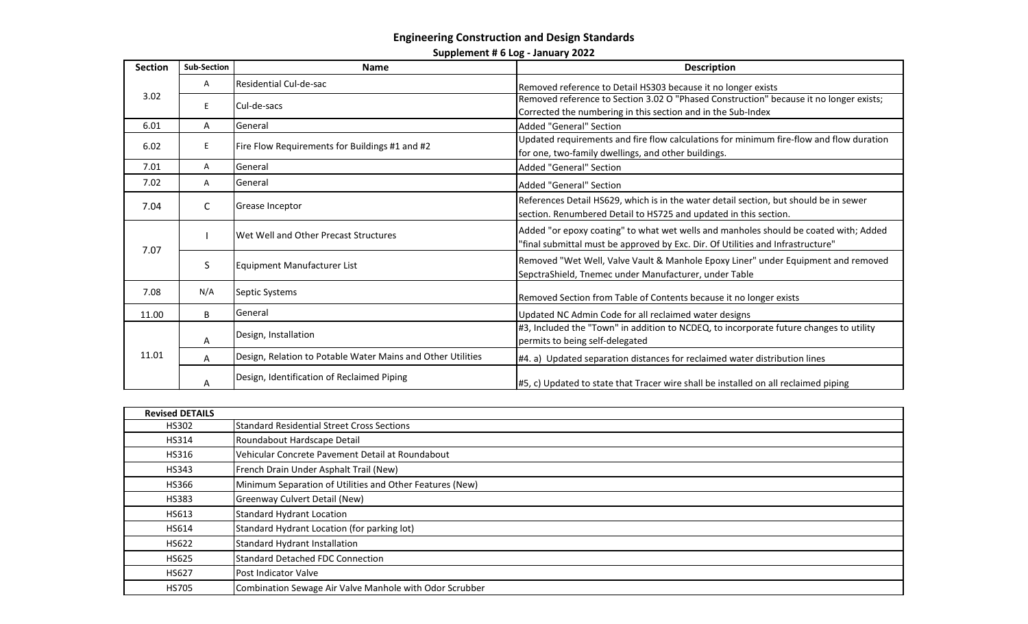# Engineering Construction and Design Standards

## Supplement # 6 Log - January 2022

| Section | Sub-Section | Name | Description |
|---|---|---|---|
| 3.02 | A | Residential Cul-de-sac | Removed reference to Detail HS303 because it no longer exists |
| | E | Cul-de-sacs | Removed reference to Section 3.02 O "Phased Construction" because it no longer exists; Corrected the numbering in this section and in the Sub-Index |
| 6.01 | A | General | Added "General" Section |
| 6.02 | E | Fire Flow Requirements for Buildings #1 and #2 | Updated requirements and fire flow calculations for minimum fire-flow and flow duration for one, two-family dwellings, and other buildings. |
| 7.01 | A | General | Added "General" Section |
| 7.02 | A | General | Added "General" Section |
| 7.04 | C | Grease Inceptor | References Detail HS629, which is in the water detail section, but should be in sewer section. Renumbered Detail to HS725 and updated in this section. |
| 7.07 | I | Wet Well and Other Precast Structures | Added "or epoxy coating" to what wet wells and manholes should be coated with; Added "final submittal must be approved by Exc. Dir. Of Utilities and Infrastructure" |
| | S | Equipment Manufacturer List | Removed "Wet Well, Valve Vault & Manhole Epoxy Liner" under Equipment and removed SepctraShield, Tnemec under Manufacturer, under Table |
| 7.08 | N/A | Septic Systems | Removed Section from Table of Contents because it no longer exists |
| 11.00 | B | General | Updated NC Admin Code for all reclaimed water designs |
| 11.01 | A | Design, Installation | #3, Included the "Town" in addition to NCDEQ, to incorporate future changes to utility permits to being self-delegated |
| | A | Design, Relation to Potable Water Mains and Other Utilities | #4. a) Updated separation distances for reclaimed water distribution lines |
| | A | Design, Identification of Reclaimed Piping | #5, c) Updated to state that Tracer wire shall be installed on all reclaimed piping |

| Revised DETAILS | |
|---|---|
| HS302 | Standard Residential Street Cross Sections |
| HS314 | Roundabout Hardscape Detail |
| HS316 | Vehicular Concrete Pavement Detail at Roundabout |
| HS343 | French Drain Under Asphalt Trail (New) |
| HS366 | Minimum Separation of Utilities and Other Features (New) |
| HS383 | Greenway Culvert Detail (New) |
| HS613 | Standard Hydrant Location |
| HS614 | Standard Hydrant Location (for parking lot) |
| HS622 | Standard Hydrant Installation |
| HS625 | Standard Detached FDC Connection |
| HS627 | Post Indicator Valve |
| HS705 | Combination Sewage Air Valve Manhole with Odor Scrubber |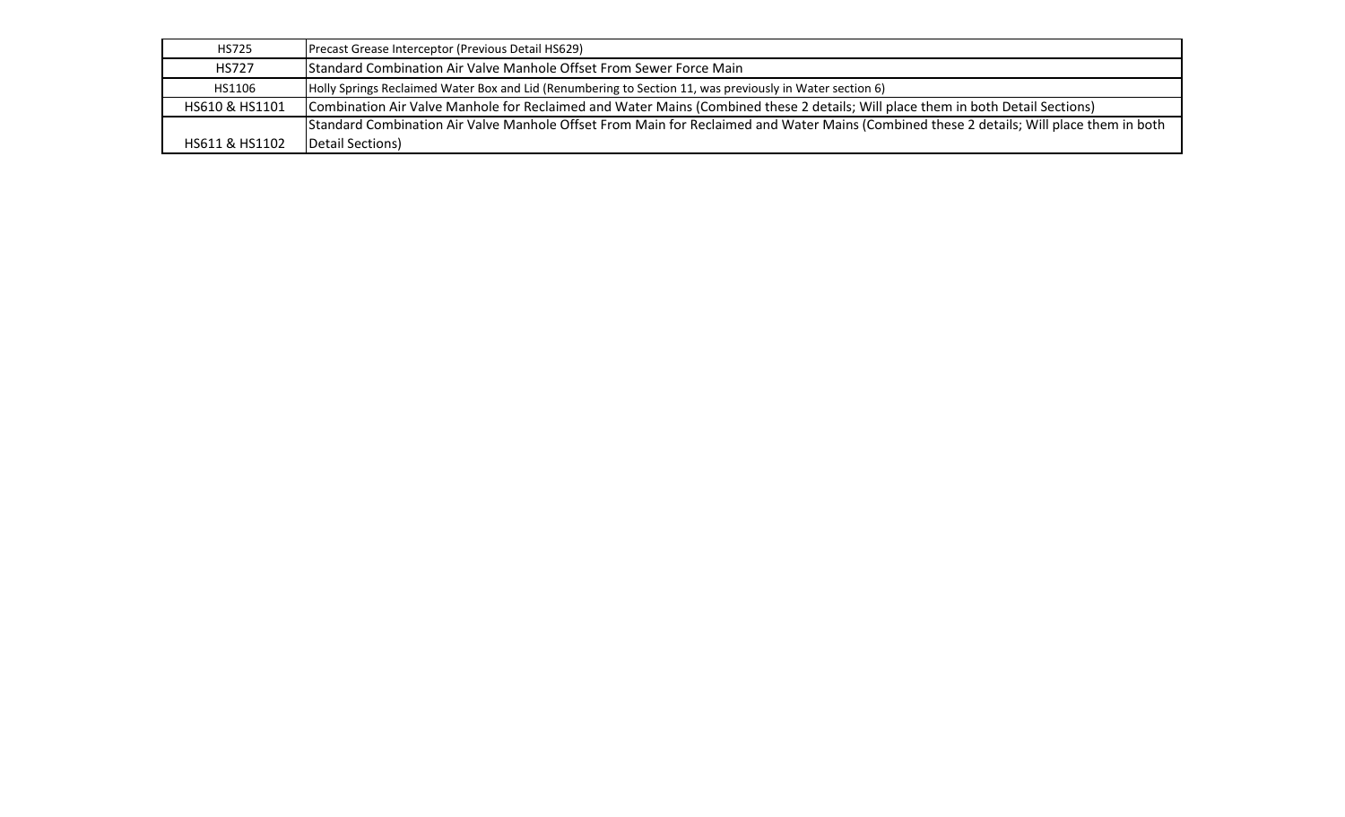| | |
|---|---|
| HS725 | Precast Grease Interceptor (Previous Detail HS629) |
| HS727 | Standard Combination Air Valve Manhole Offset From Sewer Force Main |
| HS1106 | Holly Springs Reclaimed Water Box and Lid (Renumbering to Section 11, was previously in Water section 6) |
| HS610 & HS1101 | Combination Air Valve Manhole for Reclaimed and Water Mains (Combined these 2 details; Will place them in both Detail Sections) |
| HS611 & HS1102 | Standard Combination Air Valve Manhole Offset From Main for Reclaimed and Water Mains (Combined these 2 details; Will place them in both Detail Sections) |